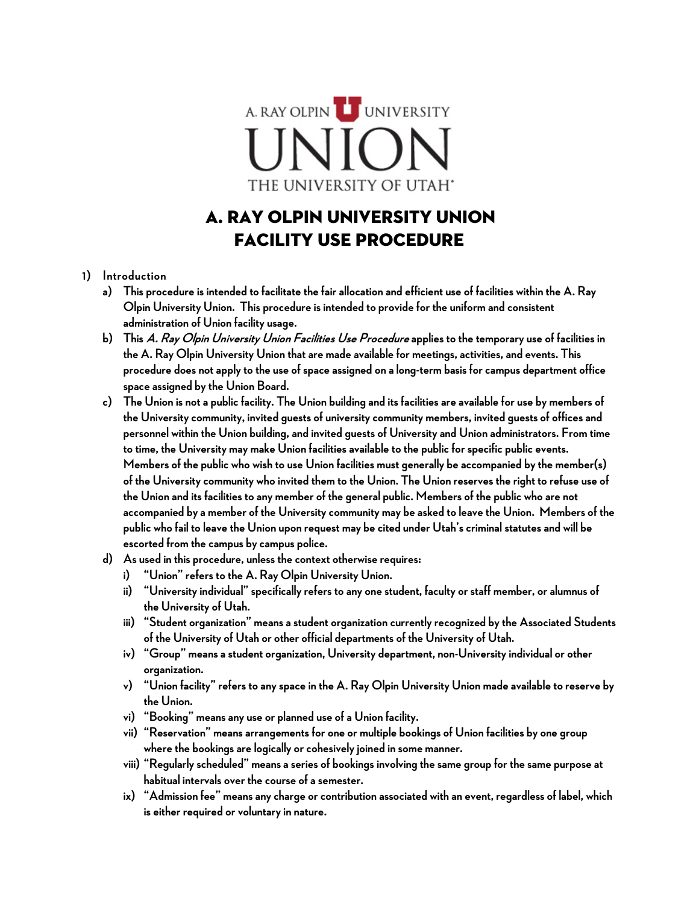A. RAY OLPIN UNIVERSITY

UNION

THE UNIVERSITY OF UTAH

# A. RAY OLPIN UNIVERSITY UNION FACILITY USE PROCEDURE

1) **Introduction**
   a) This procedure is intended to facilitate the fair allocation and efficient use of facilities within the A. Ray Olpin University Union. This procedure is intended to provide for the uniform and consistent administration of Union facility usage.
   b) This *A. Ray Olpin University Union Facilities Use Procedure* applies to the temporary use of facilities in the A. Ray Olpin University Union that are made available for meetings, activities, and events. This procedure does not apply to the use of space assigned on a long-term basis for campus department office space assigned by the Union Board.
   c) The Union is not a public facility. The Union building and its facilities are available for use by members of the University community, invited guests of university community members, invited guests of offices and personnel within the Union building, and invited guests of University and Union administrators. From time to time, the University may make Union facilities available to the public for specific public events. Members of the public who wish to use Union facilities must generally be accompanied by the member(s) of the University community who invited them to the Union. The Union reserves the right to refuse use of the Union and its facilities to any member of the general public. Members of the public who are not accompanied by a member of the University community may be asked to leave the Union. Members of the public who fail to leave the Union upon request may be cited under Utah's criminal statutes and will be escorted from the campus by campus police.
   d) As used in this procedure, unless the context otherwise requires:
      i) "Union" refers to the A. Ray Olpin University Union.
      ii) "University individual" specifically refers to any one student, faculty or staff member, or alumnus of the University of Utah.
      iii) "Student organization" means a student organization currently recognized by the Associated Students of the University of Utah or other official departments of the University of Utah.
      iv) "Group" means a student organization, University department, non-University individual or other organization.
      v) "Union facility" refers to any space in the A. Ray Olpin University Union made available to reserve by the Union.
      vi) "Booking" means any use or planned use of a Union facility.
      vii) "Reservation" means arrangements for one or multiple bookings of Union facilities by one group where the bookings are logically or cohesively joined in some manner.
      viii) "Regularly scheduled" means a series of bookings involving the same group for the same purpose at habitual intervals over the course of a semester.
      ix) "Admission fee" means any charge or contribution associated with an event, regardless of label, which is either required or voluntary in nature.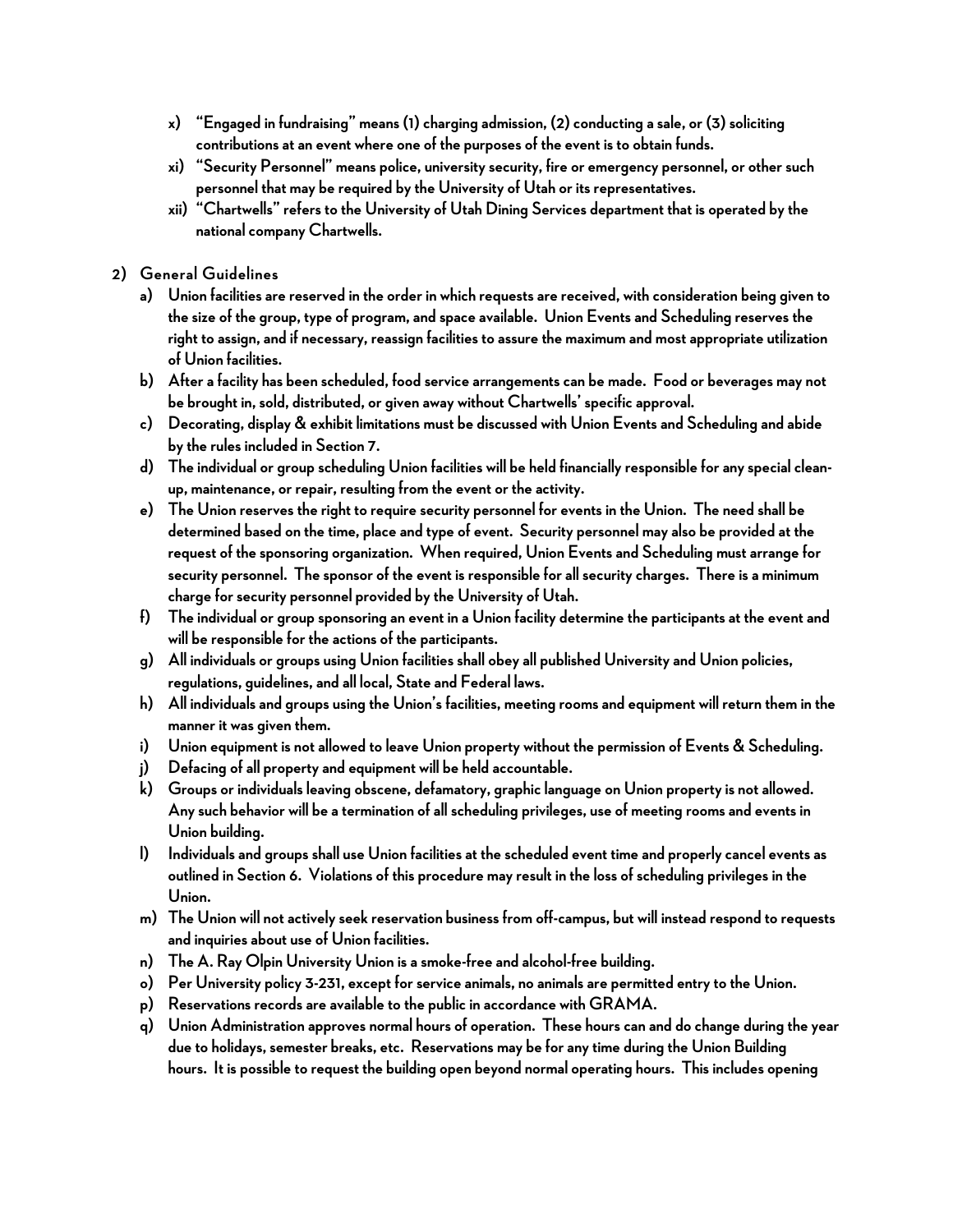x) "Engaged in fundraising" means (1) charging admission, (2) conducting a sale, or (3) soliciting contributions at an event where one of the purposes of the event is to obtain funds.

xi) "Security Personnel" means police, university security, fire or emergency personnel, or other such personnel that may be required by the University of Utah or its representatives.

xii) "Chartwells" refers to the University of Utah Dining Services department that is operated by the national company Chartwells.

2) General Guidelines

a) Union facilities are reserved in the order in which requests are received, with consideration being given to the size of the group, type of program, and space available. Union Events and Scheduling reserves the right to assign, and if necessary, reassign facilities to assure the maximum and most appropriate utilization of Union facilities.

b) After a facility has been scheduled, food service arrangements can be made. Food or beverages may not be brought in, sold, distributed, or given away without Chartwells' specific approval.

c) Decorating, display & exhibit limitations must be discussed with Union Events and Scheduling and abide by the rules included in Section 7.

d) The individual or group scheduling Union facilities will be held financially responsible for any special clean-up, maintenance, or repair, resulting from the event or the activity.

e) The Union reserves the right to require security personnel for events in the Union. The need shall be determined based on the time, place and type of event. Security personnel may also be provided at the request of the sponsoring organization. When required, Union Events and Scheduling must arrange for security personnel. The sponsor of the event is responsible for all security charges. There is a minimum charge for security personnel provided by the University of Utah.

f) The individual or group sponsoring an event in a Union facility determine the participants at the event and will be responsible for the actions of the participants.

g) All individuals or groups using Union facilities shall obey all published University and Union policies, regulations, guidelines, and all local, State and Federal laws.

h) All individuals and groups using the Union's facilities, meeting rooms and equipment will return them in the manner it was given them.

i) Union equipment is not allowed to leave Union property without the permission of Events & Scheduling.

j) Defacing of all property and equipment will be held accountable.

k) Groups or individuals leaving obscene, defamatory, graphic language on Union property is not allowed. Any such behavior will be a termination of all scheduling privileges, use of meeting rooms and events in Union building.

l) Individuals and groups shall use Union facilities at the scheduled event time and properly cancel events as outlined in Section 6. Violations of this procedure may result in the loss of scheduling privileges in the Union.

m) The Union will not actively seek reservation business from off-campus, but will instead respond to requests and inquiries about use of Union facilities.

n) The A. Ray Olpin University Union is a smoke-free and alcohol-free building.

o) Per University policy 3-231, except for service animals, no animals are permitted entry to the Union.

p) Reservations records are available to the public in accordance with GRAMA.

q) Union Administration approves normal hours of operation. These hours can and do change during the year due to holidays, semester breaks, etc. Reservations may be for any time during the Union Building hours. It is possible to request the building open beyond normal operating hours. This includes opening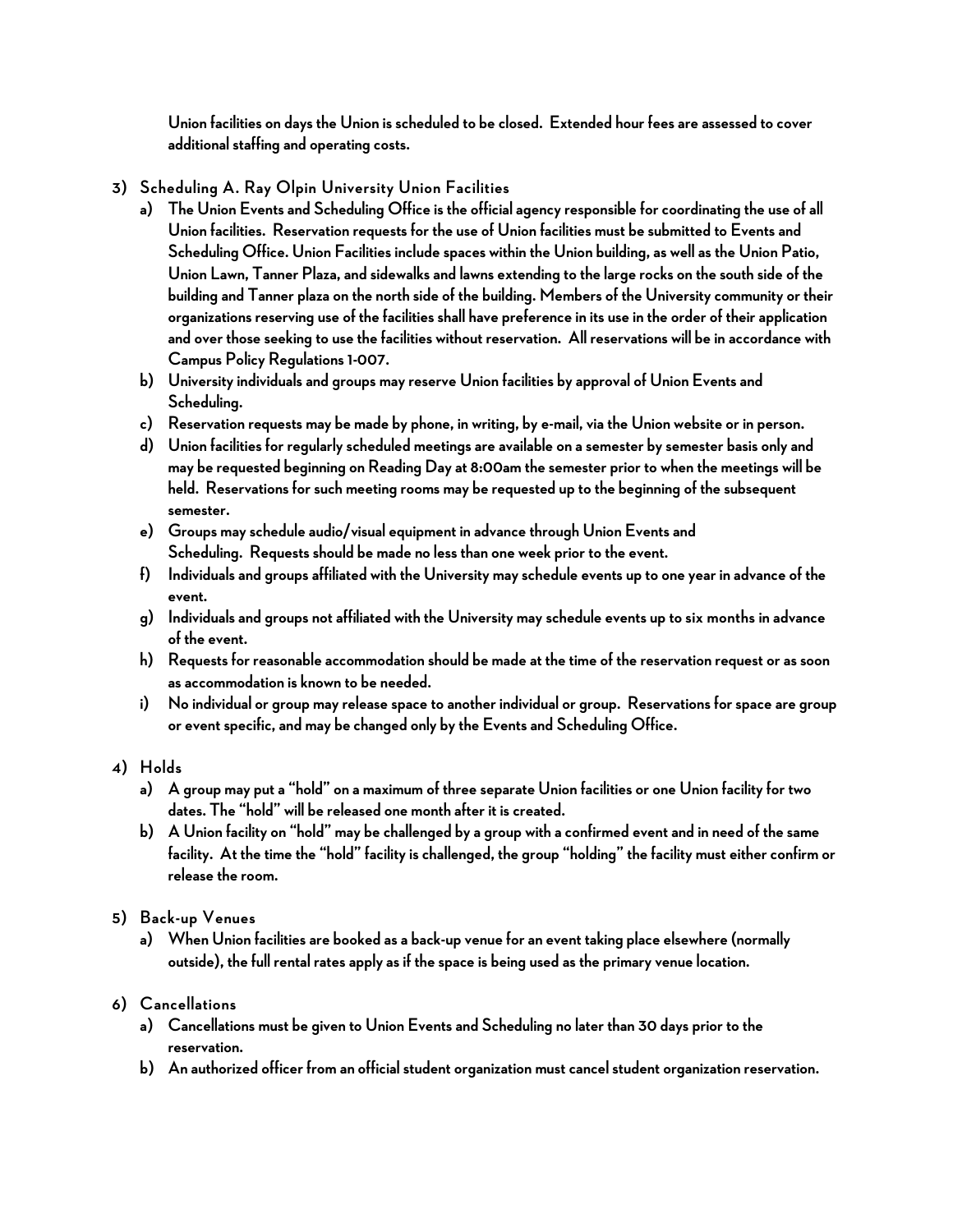Union facilities on days the Union is scheduled to be closed. Extended hour fees are assessed to cover additional staffing and operating costs.

3) Scheduling A. Ray Olpin University Union Facilities
   a) The Union Events and Scheduling Office is the official agency responsible for coordinating the use of all Union facilities. Reservation requests for the use of Union facilities must be submitted to Events and Scheduling Office. Union Facilities include spaces within the Union building, as well as the Union Patio, Union Lawn, Tanner Plaza, and sidewalks and lawns extending to the large rocks on the south side of the building and Tanner plaza on the north side of the building. Members of the University community or their organizations reserving use of the facilities shall have preference in its use in the order of their application and over those seeking to use the facilities without reservation. All reservations will be in accordance with Campus Policy Regulations 1-007.
   b) University individuals and groups may reserve Union facilities by approval of Union Events and Scheduling.
   c) Reservation requests may be made by phone, in writing, by e-mail, via the Union website or in person.
   d) Union facilities for regularly scheduled meetings are available on a semester by semester basis only and may be requested beginning on Reading Day at 8:00am the semester prior to when the meetings will be held. Reservations for such meeting rooms may be requested up to the beginning of the subsequent semester.
   e) Groups may schedule audio/visual equipment in advance through Union Events and Scheduling. Requests should be made no less than one week prior to the event.
   f) Individuals and groups affiliated with the University may schedule events up to one year in advance of the event.
   g) Individuals and groups not affiliated with the University may schedule events up to six months in advance of the event.
   h) Requests for reasonable accommodation should be made at the time of the reservation request or as soon as accommodation is known to be needed.
   i) No individual or group may release space to another individual or group. Reservations for space are group or event specific, and may be changed only by the Events and Scheduling Office.

4) Holds
   a) A group may put a "hold" on a maximum of three separate Union facilities or one Union facility for two dates. The "hold" will be released one month after it is created.
   b) A Union facility on "hold" may be challenged by a group with a confirmed event and in need of the same facility. At the time the "hold" facility is challenged, the group "holding" the facility must either confirm or release the room.

5) Back-up Venues
   a) When Union facilities are booked as a back-up venue for an event taking place elsewhere (normally outside), the full rental rates apply as if the space is being used as the primary venue location.

6) Cancellations
   a) Cancellations must be given to Union Events and Scheduling no later than 30 days prior to the reservation.
   b) An authorized officer from an official student organization must cancel student organization reservation.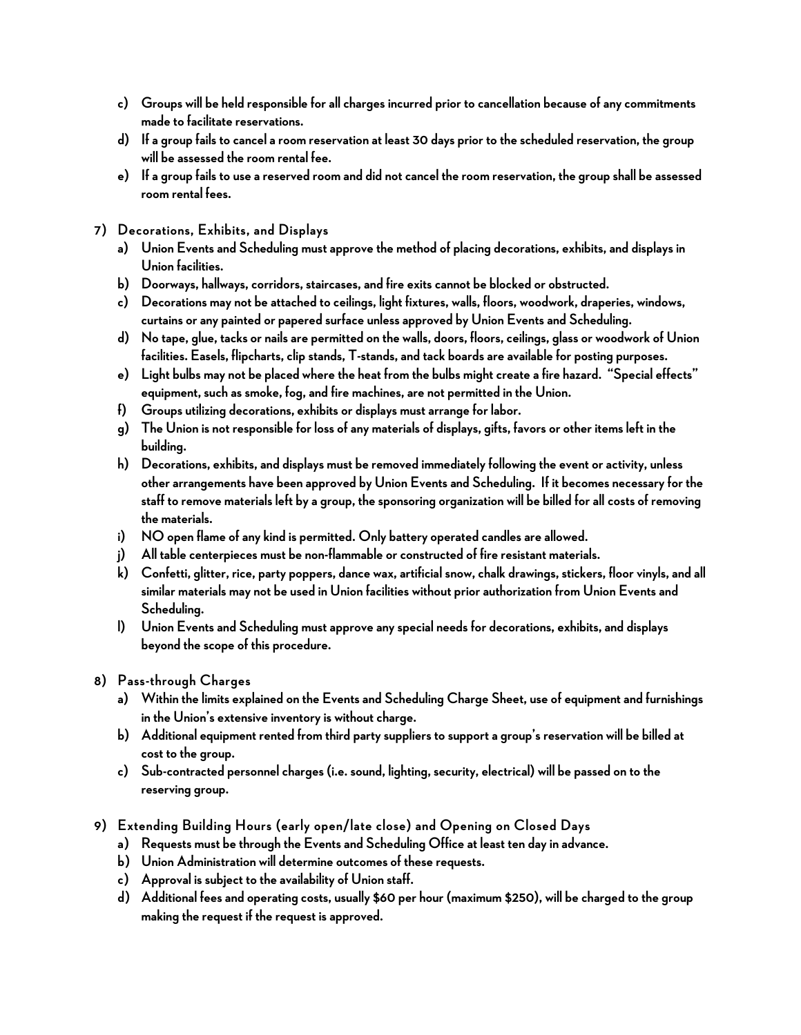c) Groups will be held responsible for all charges incurred prior to cancellation because of any commitments made to facilitate reservations.
d) If a group fails to cancel a room reservation at least 30 days prior to the scheduled reservation, the group will be assessed the room rental fee.
e) If a group fails to use a reserved room and did not cancel the room reservation, the group shall be assessed room rental fees.

7) Decorations, Exhibits, and Displays
   a) Union Events and Scheduling must approve the method of placing decorations, exhibits, and displays in Union facilities.
   b) Doorways, hallways, corridors, staircases, and fire exits cannot be blocked or obstructed.
   c) Decorations may not be attached to ceilings, light fixtures, walls, floors, woodwork, draperies, windows, curtains or any painted or papered surface unless approved by Union Events and Scheduling.
   d) No tape, glue, tacks or nails are permitted on the walls, doors, floors, ceilings, glass or woodwork of Union facilities. Easels, flipcharts, clip stands, T-stands, and tack boards are available for posting purposes.
   e) Light bulbs may not be placed where the heat from the bulbs might create a fire hazard. "Special effects" equipment, such as smoke, fog, and fire machines, are not permitted in the Union.
   f) Groups utilizing decorations, exhibits or displays must arrange for labor.
   g) The Union is not responsible for loss of any materials of displays, gifts, favors or other items left in the building.
   h) Decorations, exhibits, and displays must be removed immediately following the event or activity, unless other arrangements have been approved by Union Events and Scheduling. If it becomes necessary for the staff to remove materials left by a group, the sponsoring organization will be billed for all costs of removing the materials.
   i) NO open flame of any kind is permitted. Only battery operated candles are allowed.
   j) All table centerpieces must be non-flammable or constructed of fire resistant materials.
   k) Confetti, glitter, rice, party poppers, dance wax, artificial snow, chalk drawings, stickers, floor vinyls, and all similar materials may not be used in Union facilities without prior authorization from Union Events and Scheduling.
   l) Union Events and Scheduling must approve any special needs for decorations, exhibits, and displays beyond the scope of this procedure.

8) Pass-through Charges
   a) Within the limits explained on the Events and Scheduling Charge Sheet, use of equipment and furnishings in the Union's extensive inventory is without charge.
   b) Additional equipment rented from third party suppliers to support a group's reservation will be billed at cost to the group.
   c) Sub-contracted personnel charges (i.e. sound, lighting, security, electrical) will be passed on to the reserving group.

9) Extending Building Hours (early open/late close) and Opening on Closed Days
   a) Requests must be through the Events and Scheduling Office at least ten day in advance.
   b) Union Administration will determine outcomes of these requests.
   c) Approval is subject to the availability of Union staff.
   d) Additional fees and operating costs, usually $60 per hour (maximum $250), will be charged to the group making the request if the request is approved.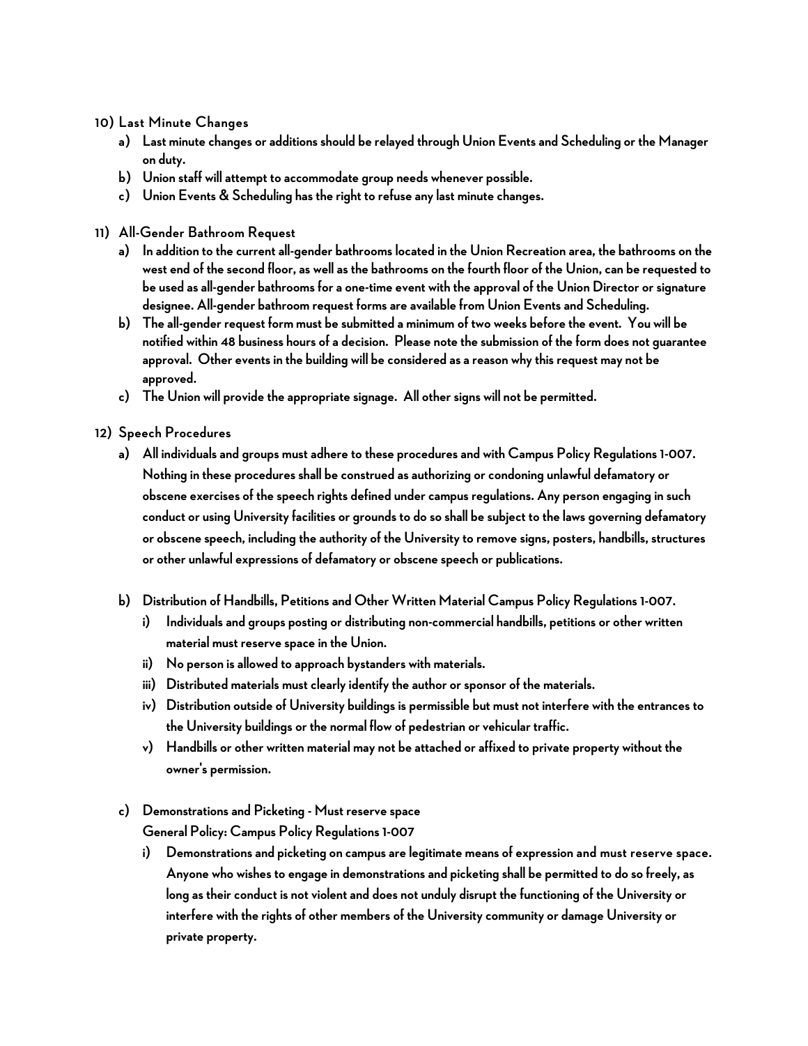10) Last Minute Changes
    a) Last minute changes or additions should be relayed through Union Events and Scheduling or the Manager on duty.
    b) Union staff will attempt to accommodate group needs whenever possible.
    c) Union Events & Scheduling has the right to refuse any last minute changes.

11) All-Gender Bathroom Request
    a) In addition to the current all-gender bathrooms located in the Union Recreation area, the bathrooms on the west end of the second floor, as well as the bathrooms on the fourth floor of the Union, can be requested to be used as all-gender bathrooms for a one-time event with the approval of the Union Director or signature designee. All-gender bathroom request forms are available from Union Events and Scheduling.
    b) The all-gender request form must be submitted a minimum of two weeks before the event. You will be notified within 48 business hours of a decision. Please note the submission of the form does not guarantee approval. Other events in the building will be considered as a reason why this request may not be approved.
    c) The Union will provide the appropriate signage. All other signs will not be permitted.

12) Speech Procedures
    a) All individuals and groups must adhere to these procedures and with Campus Policy Regulations 1-007. Nothing in these procedures shall be construed as authorizing or condoning unlawful defamatory or obscene exercises of the speech rights defined under campus regulations. Any person engaging in such conduct or using University facilities or grounds to do so shall be subject to the laws governing defamatory or obscene speech, including the authority of the University to remove signs, posters, handbills, structures or other unlawful expressions of defamatory or obscene speech or publications.

    b) Distribution of Handbills, Petitions and Other Written Material Campus Policy Regulations 1-007.
        i) Individuals and groups posting or distributing non-commercial handbills, petitions or other written material must reserve space in the Union.
        ii) No person is allowed to approach bystanders with materials.
        iii) Distributed materials must clearly identify the author or sponsor of the materials.
        iv) Distribution outside of University buildings is permissible but must not interfere with the entrances to the University buildings or the normal flow of pedestrian or vehicular traffic.
        v) Handbills or other written material may not be attached or affixed to private property without the owner's permission.

    c) Demonstrations and Picketing - Must reserve space
       General Policy: Campus Policy Regulations 1-007
        i) Demonstrations and picketing on campus are legitimate means of expression and must reserve space. Anyone who wishes to engage in demonstrations and picketing shall be permitted to do so freely, as long as their conduct is not violent and does not unduly disrupt the functioning of the University or interfere with the rights of other members of the University community or damage University or private property.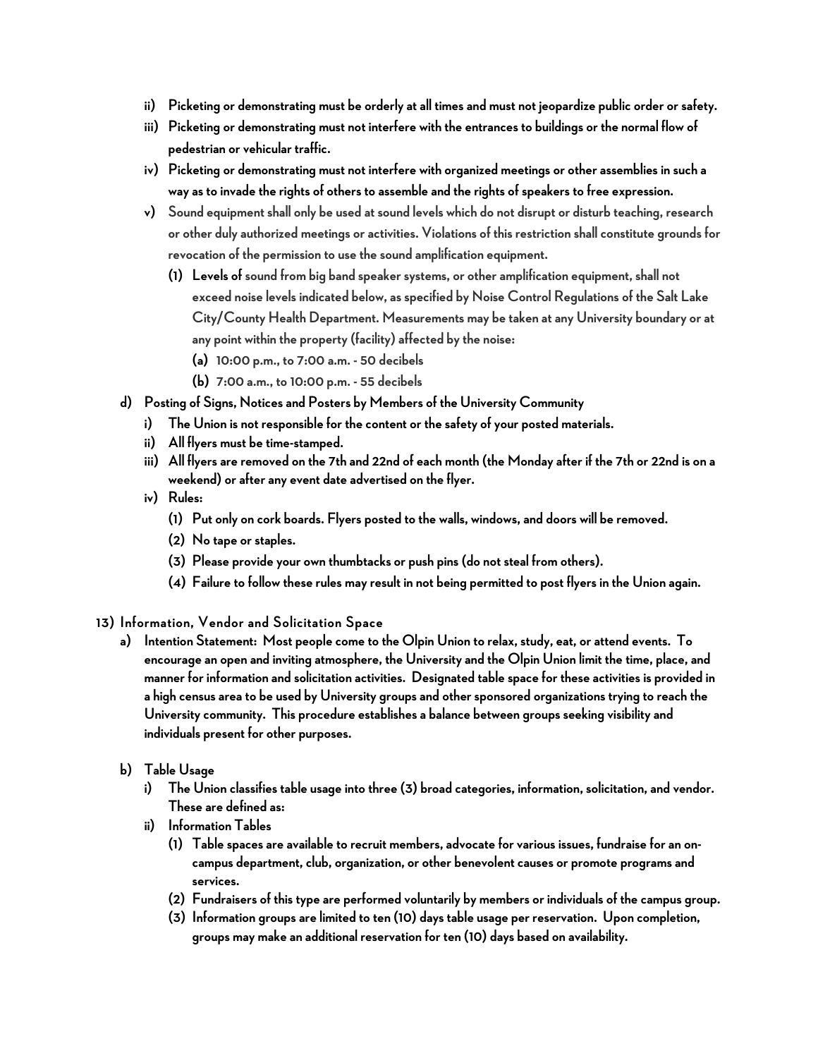ii) Picketing or demonstrating must be orderly at all times and must not jeopardize public order or safety.

iii) Picketing or demonstrating must not interfere with the entrances to buildings or the normal flow of pedestrian or vehicular traffic.

iv) Picketing or demonstrating must not interfere with organized meetings or other assemblies in such a way as to invade the rights of others to assemble and the rights of speakers to free expression.

v) Sound equipment shall only be used at sound levels which do not disrupt or disturb teaching, research or other duly authorized meetings or activities. Violations of this restriction shall constitute grounds for revocation of the permission to use the sound amplification equipment.

(1) Levels of sound from big band speaker systems, or other amplification equipment, shall not exceed noise levels indicated below, as specified by Noise Control Regulations of the Salt Lake City/County Health Department. Measurements may be taken at any University boundary or at any point within the property (facility) affected by the noise:

(a) 10:00 p.m., to 7:00 a.m. - 50 decibels

(b) 7:00 a.m., to 10:00 p.m. - 55 decibels

d) Posting of Signs, Notices and Posters by Members of the University Community

i) The Union is not responsible for the content or the safety of your posted materials.

ii) All flyers must be time-stamped.

iii) All flyers are removed on the 7th and 22nd of each month (the Monday after if the 7th or 22nd is on a weekend) or after any event date advertised on the flyer.

iv) Rules:

(1) Put only on cork boards. Flyers posted to the walls, windows, and doors will be removed.

(2) No tape or staples.

(3) Please provide your own thumbtacks or push pins (do not steal from others).

(4) Failure to follow these rules may result in not being permitted to post flyers in the Union again.

## 13) Information, Vendor and Solicitation Space

a) Intention Statement: Most people come to the Olpin Union to relax, study, eat, or attend events. To encourage an open and inviting atmosphere, the University and the Olpin Union limit the time, place, and manner for information and solicitation activities. Designated table space for these activities is provided in a high census area to be used by University groups and other sponsored organizations trying to reach the University community. This procedure establishes a balance between groups seeking visibility and individuals present for other purposes.

b) Table Usage

i) The Union classifies table usage into three (3) broad categories, information, solicitation, and vendor. These are defined as:

ii) Information Tables

(1) Table spaces are available to recruit members, advocate for various issues, fundraise for an on-campus department, club, organization, or other benevolent causes or promote programs and services.

(2) Fundraisers of this type are performed voluntarily by members or individuals of the campus group.

(3) Information groups are limited to ten (10) days table usage per reservation. Upon completion, groups may make an additional reservation for ten (10) days based on availability.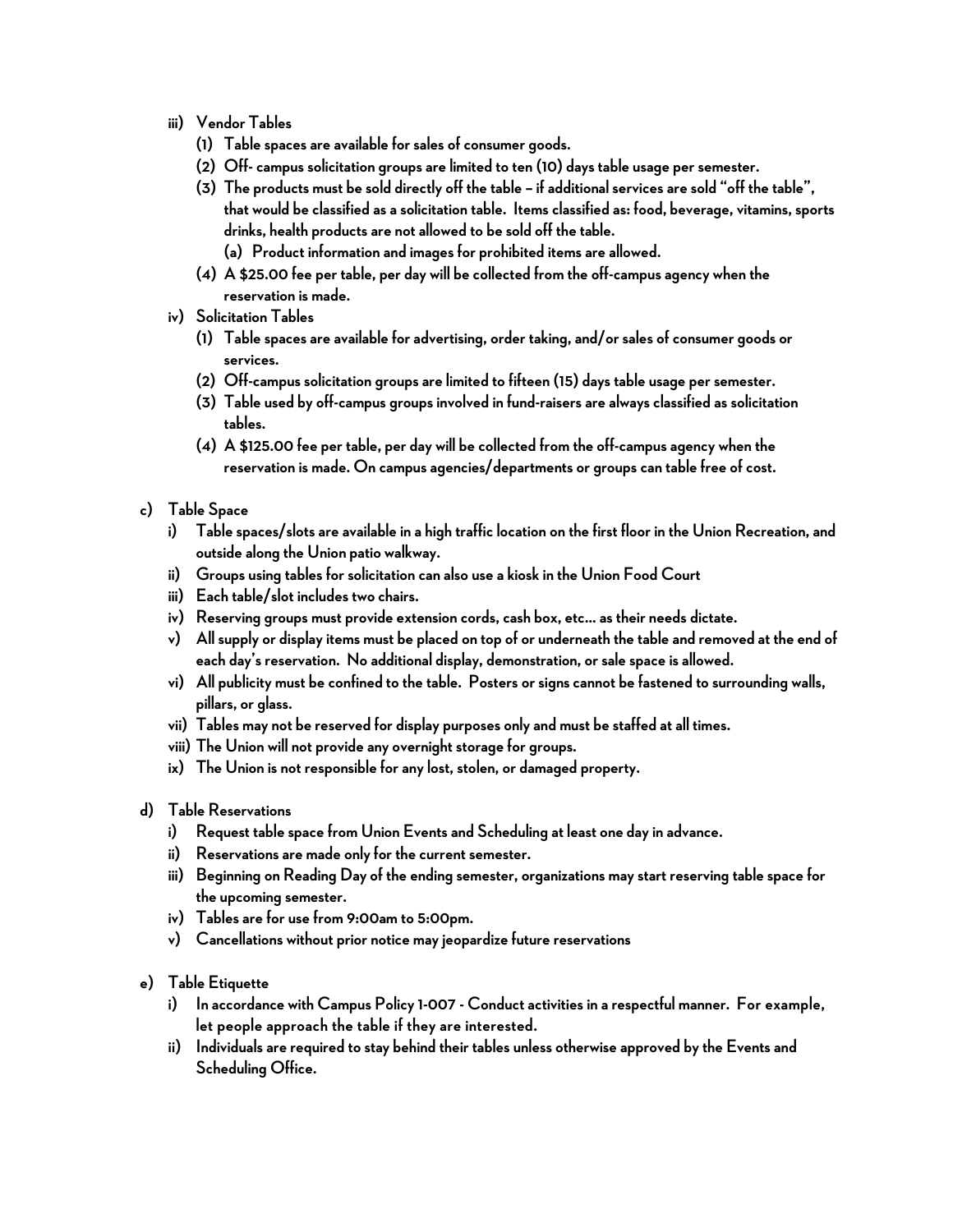iii) Vendor Tables

(1) Table spaces are available for sales of consumer goods.

(2) Off- campus solicitation groups are limited to ten (10) days table usage per semester.

(3) The products must be sold directly off the table – if additional services are sold "off the table", that would be classified as a solicitation table. Items classified as: food, beverage, vitamins, sports drinks, health products are not allowed to be sold off the table.

(a) Product information and images for prohibited items are allowed.

(4) A $25.00 fee per table, per day will be collected from the off-campus agency when the reservation is made.

iv) Solicitation Tables

(1) Table spaces are available for advertising, order taking, and/or sales of consumer goods or services.

(2) Off-campus solicitation groups are limited to fifteen (15) days table usage per semester.

(3) Table used by off-campus groups involved in fund-raisers are always classified as solicitation tables.

(4) A $125.00 fee per table, per day will be collected from the off-campus agency when the reservation is made. On campus agencies/departments or groups can table free of cost.

c) Table Space

i) Table spaces/slots are available in a high traffic location on the first floor in the Union Recreation, and outside along the Union patio walkway.

ii) Groups using tables for solicitation can also use a kiosk in the Union Food Court

iii) Each table/slot includes two chairs.

iv) Reserving groups must provide extension cords, cash box, etc… as their needs dictate.

v) All supply or display items must be placed on top of or underneath the table and removed at the end of each day's reservation. No additional display, demonstration, or sale space is allowed.

vi) All publicity must be confined to the table. Posters or signs cannot be fastened to surrounding walls, pillars, or glass.

vii) Tables may not be reserved for display purposes only and must be staffed at all times.

viii) The Union will not provide any overnight storage for groups.

ix) The Union is not responsible for any lost, stolen, or damaged property.

d) Table Reservations

i) Request table space from Union Events and Scheduling at least one day in advance.

ii) Reservations are made only for the current semester.

iii) Beginning on Reading Day of the ending semester, organizations may start reserving table space for the upcoming semester.

iv) Tables are for use from 9:00am to 5:00pm.

v) Cancellations without prior notice may jeopardize future reservations

e) Table Etiquette

i) In accordance with Campus Policy 1-007 - Conduct activities in a respectful manner. For example, let people approach the table if they are interested.

ii) Individuals are required to stay behind their tables unless otherwise approved by the Events and Scheduling Office.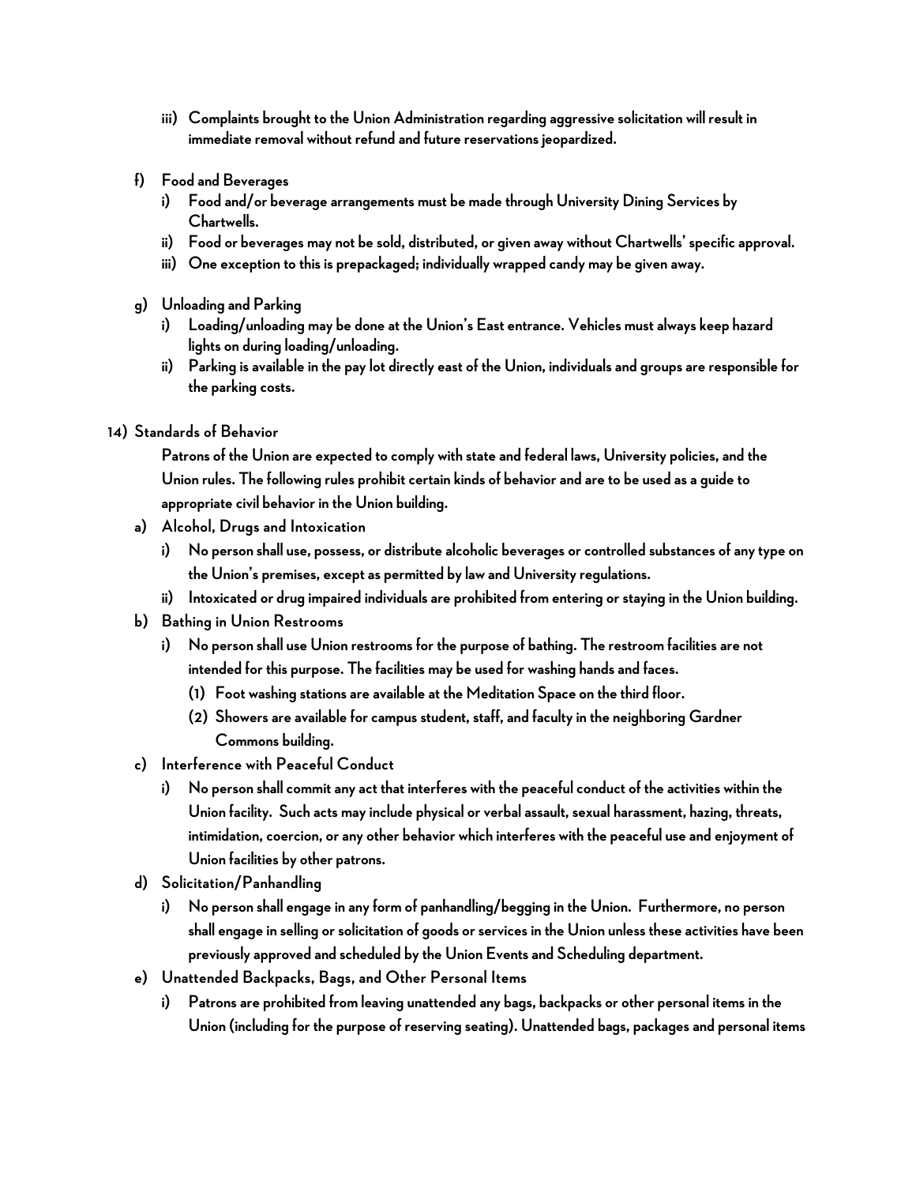iii) Complaints brought to the Union Administration regarding aggressive solicitation will result in immediate removal without refund and future reservations jeopardized.

f) Food and Beverages
   i) Food and/or beverage arrangements must be made through University Dining Services by Chartwells.
   ii) Food or beverages may not be sold, distributed, or given away without Chartwells' specific approval.
   iii) One exception to this is prepackaged; individually wrapped candy may be given away.

g) Unloading and Parking
   i) Loading/unloading may be done at the Union's East entrance. Vehicles must always keep hazard lights on during loading/unloading.
   ii) Parking is available in the pay lot directly east of the Union, individuals and groups are responsible for the parking costs.

14) Standards of Behavior

Patrons of the Union are expected to comply with state and federal laws, University policies, and the Union rules. The following rules prohibit certain kinds of behavior and are to be used as a guide to appropriate civil behavior in the Union building.

a) Alcohol, Drugs and Intoxication
   i) No person shall use, possess, or distribute alcoholic beverages or controlled substances of any type on the Union's premises, except as permitted by law and University regulations.
   ii) Intoxicated or drug impaired individuals are prohibited from entering or staying in the Union building.

b) Bathing in Union Restrooms
   i) No person shall use Union restrooms for the purpose of bathing. The restroom facilities are not intended for this purpose. The facilities may be used for washing hands and faces.
      (1) Foot washing stations are available at the Meditation Space on the third floor.
      (2) Showers are available for campus student, staff, and faculty in the neighboring Gardner Commons building.

c) Interference with Peaceful Conduct
   i) No person shall commit any act that interferes with the peaceful conduct of the activities within the Union facility. Such acts may include physical or verbal assault, sexual harassment, hazing, threats, intimidation, coercion, or any other behavior which interferes with the peaceful use and enjoyment of Union facilities by other patrons.

d) Solicitation/Panhandling
   i) No person shall engage in any form of panhandling/begging in the Union. Furthermore, no person shall engage in selling or solicitation of goods or services in the Union unless these activities have been previously approved and scheduled by the Union Events and Scheduling department.

e) Unattended Backpacks, Bags, and Other Personal Items
   i) Patrons are prohibited from leaving unattended any bags, backpacks or other personal items in the Union (including for the purpose of reserving seating). Unattended bags, packages and personal items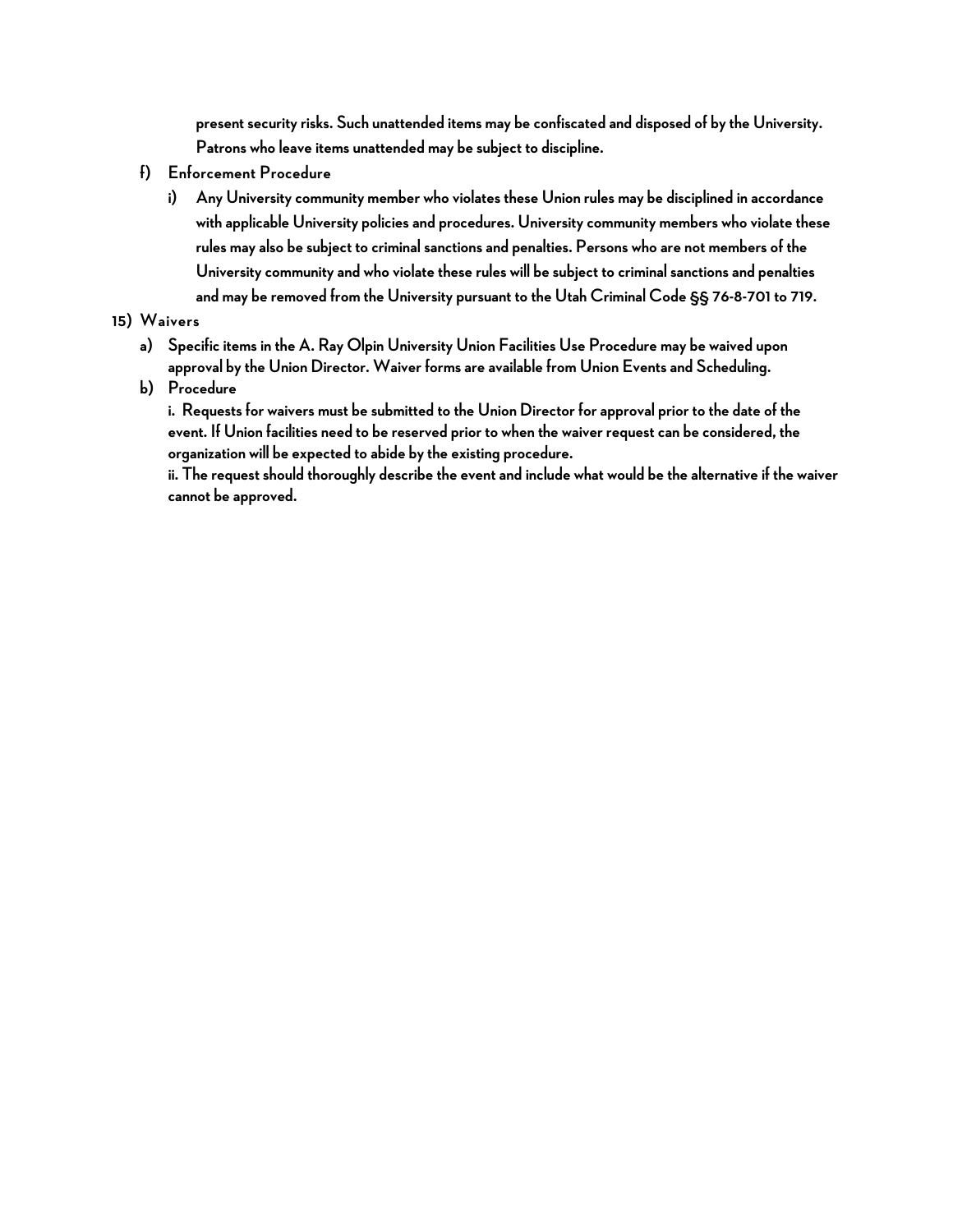present security risks. Such unattended items may be confiscated and disposed of by the University. Patrons who leave items unattended may be subject to discipline.

f) Enforcement Procedure

   i) Any University community member who violates these Union rules may be disciplined in accordance with applicable University policies and procedures. University community members who violate these rules may also be subject to criminal sanctions and penalties. Persons who are not members of the University community and who violate these rules will be subject to criminal sanctions and penalties and may be removed from the University pursuant to the Utah Criminal Code §§ 76-8-701 to 719.

15) Waivers

a) Specific items in the A. Ray Olpin University Union Facilities Use Procedure may be waived upon approval by the Union Director. Waiver forms are available from Union Events and Scheduling.

b) Procedure

   i. Requests for waivers must be submitted to the Union Director for approval prior to the date of the event. If Union facilities need to be reserved prior to when the waiver request can be considered, the organization will be expected to abide by the existing procedure.

   ii. The request should thoroughly describe the event and include what would be the alternative if the waiver cannot be approved.